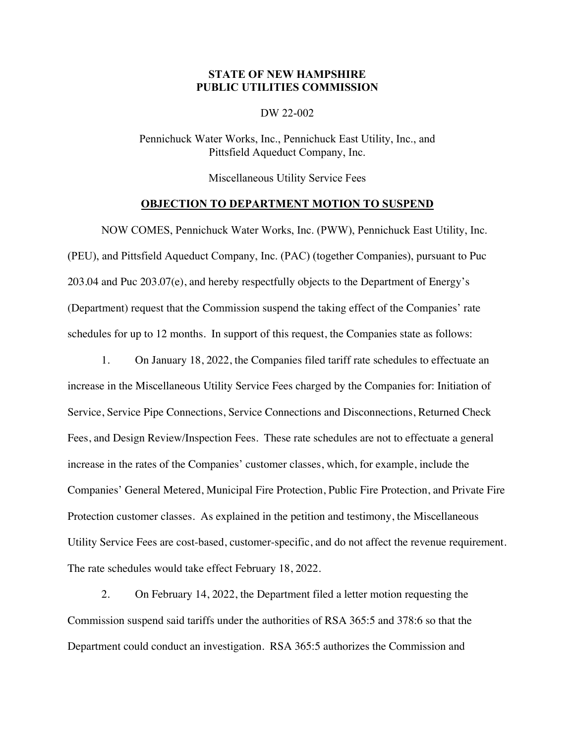**STATE OF NEW HAMPSHIRE**
**PUBLIC UTILITIES COMMISSION**

DW 22-002

Pennichuck Water Works, Inc., Pennichuck East Utility, Inc., and Pittsfield Aqueduct Company, Inc.

Miscellaneous Utility Service Fees

**OBJECTION TO DEPARTMENT MOTION TO SUSPEND**

NOW COMES, Pennichuck Water Works, Inc. (PWW), Pennichuck East Utility, Inc. (PEU), and Pittsfield Aqueduct Company, Inc. (PAC) (together Companies), pursuant to Puc 203.04 and Puc 203.07(e), and hereby respectfully objects to the Department of Energy's (Department) request that the Commission suspend the taking effect of the Companies' rate schedules for up to 12 months. In support of this request, the Companies state as follows:

1. On January 18, 2022, the Companies filed tariff rate schedules to effectuate an increase in the Miscellaneous Utility Service Fees charged by the Companies for: Initiation of Service, Service Pipe Connections, Service Connections and Disconnections, Returned Check Fees, and Design Review/Inspection Fees. These rate schedules are not to effectuate a general increase in the rates of the Companies' customer classes, which, for example, include the Companies' General Metered, Municipal Fire Protection, Public Fire Protection, and Private Fire Protection customer classes. As explained in the petition and testimony, the Miscellaneous Utility Service Fees are cost-based, customer-specific, and do not affect the revenue requirement. The rate schedules would take effect February 18, 2022.

2. On February 14, 2022, the Department filed a letter motion requesting the Commission suspend said tariffs under the authorities of RSA 365:5 and 378:6 so that the Department could conduct an investigation. RSA 365:5 authorizes the Commission and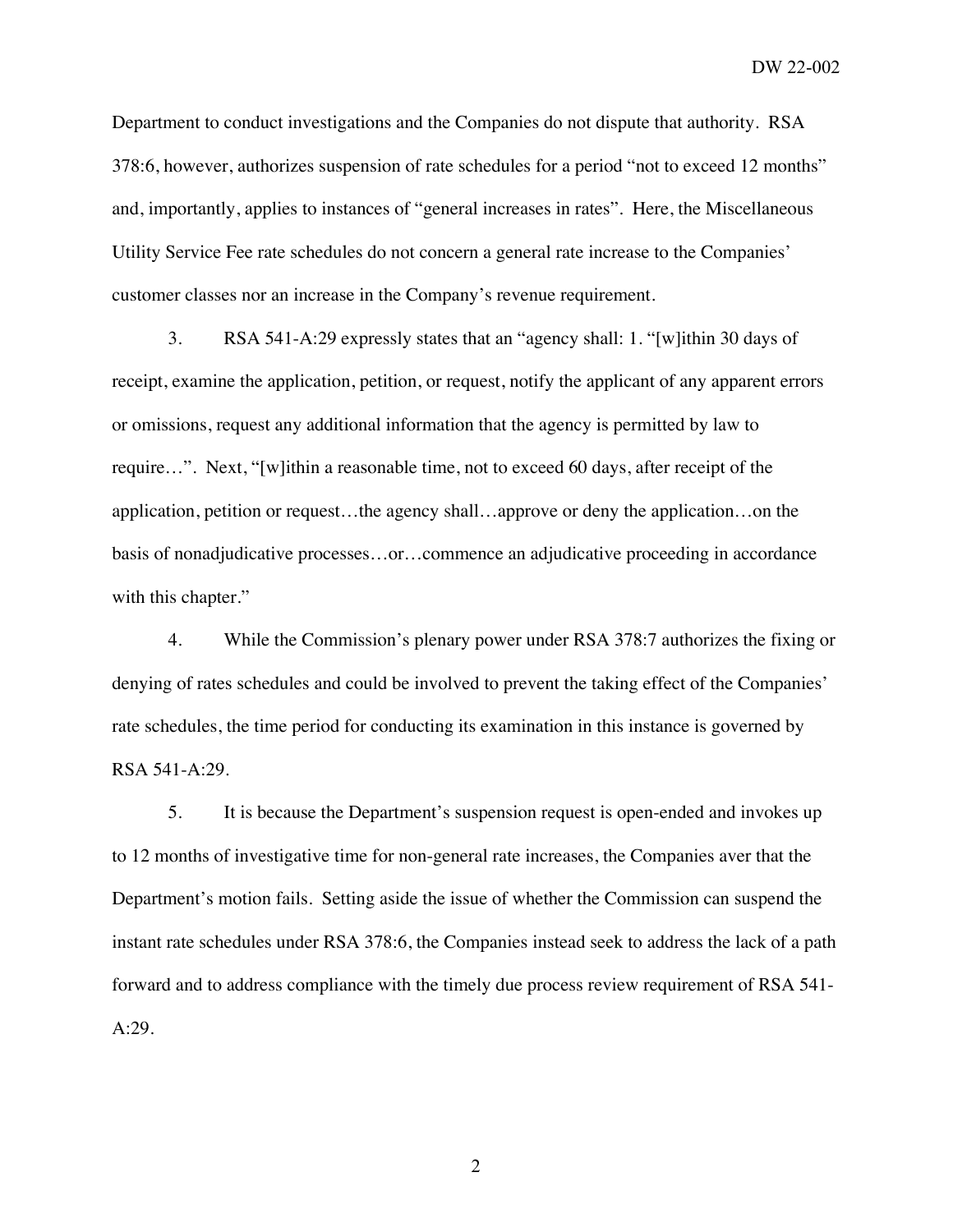Department to conduct investigations and the Companies do not dispute that authority. RSA 378:6, however, authorizes suspension of rate schedules for a period "not to exceed 12 months" and, importantly, applies to instances of "general increases in rates". Here, the Miscellaneous Utility Service Fee rate schedules do not concern a general rate increase to the Companies' customer classes nor an increase in the Company's revenue requirement.

3. RSA 541-A:29 expressly states that an "agency shall: 1. "[w]ithin 30 days of receipt, examine the application, petition, or request, notify the applicant of any apparent errors or omissions, request any additional information that the agency is permitted by law to require…". Next, "[w]ithin a reasonable time, not to exceed 60 days, after receipt of the application, petition or request…the agency shall…approve or deny the application…on the basis of nonadjudicative processes…or…commence an adjudicative proceeding in accordance with this chapter."

4. While the Commission's plenary power under RSA 378:7 authorizes the fixing or denying of rates schedules and could be involved to prevent the taking effect of the Companies' rate schedules, the time period for conducting its examination in this instance is governed by RSA 541-A:29.

5. It is because the Department's suspension request is open-ended and invokes up to 12 months of investigative time for non-general rate increases, the Companies aver that the Department's motion fails. Setting aside the issue of whether the Commission can suspend the instant rate schedules under RSA 378:6, the Companies instead seek to address the lack of a path forward and to address compliance with the timely due process review requirement of RSA 541-A:29.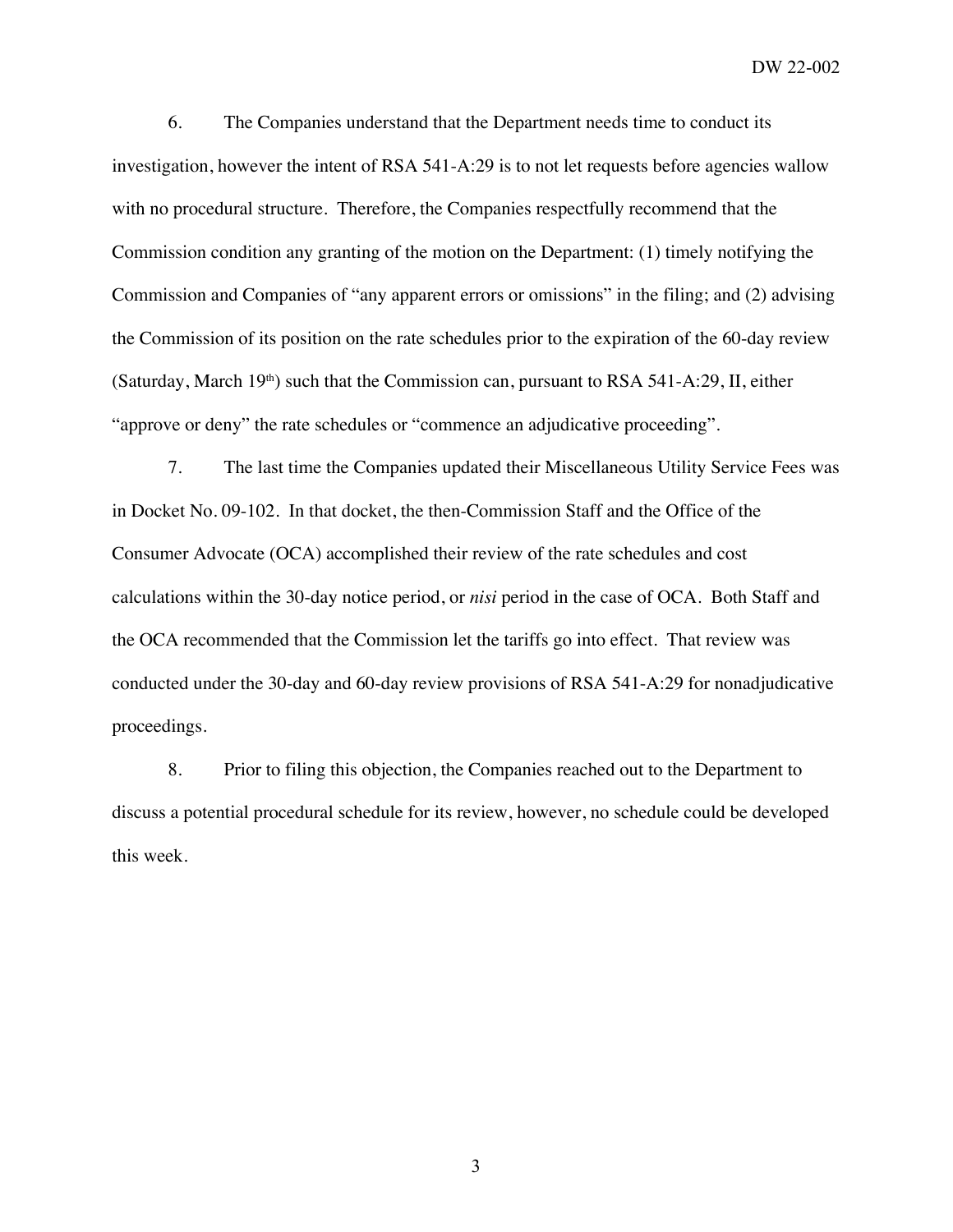6. The Companies understand that the Department needs time to conduct its investigation, however the intent of RSA 541-A:29 is to not let requests before agencies wallow with no procedural structure. Therefore, the Companies respectfully recommend that the Commission condition any granting of the motion on the Department: (1) timely notifying the Commission and Companies of "any apparent errors or omissions" in the filing; and (2) advising the Commission of its position on the rate schedules prior to the expiration of the 60-day review (Saturday, March 19th) such that the Commission can, pursuant to RSA 541-A:29, II, either "approve or deny" the rate schedules or "commence an adjudicative proceeding".

7. The last time the Companies updated their Miscellaneous Utility Service Fees was in Docket No. 09-102. In that docket, the then-Commission Staff and the Office of the Consumer Advocate (OCA) accomplished their review of the rate schedules and cost calculations within the 30-day notice period, or *nisi* period in the case of OCA. Both Staff and the OCA recommended that the Commission let the tariffs go into effect. That review was conducted under the 30-day and 60-day review provisions of RSA 541-A:29 for nonadjudicative proceedings.

8. Prior to filing this objection, the Companies reached out to the Department to discuss a potential procedural schedule for its review, however, no schedule could be developed this week.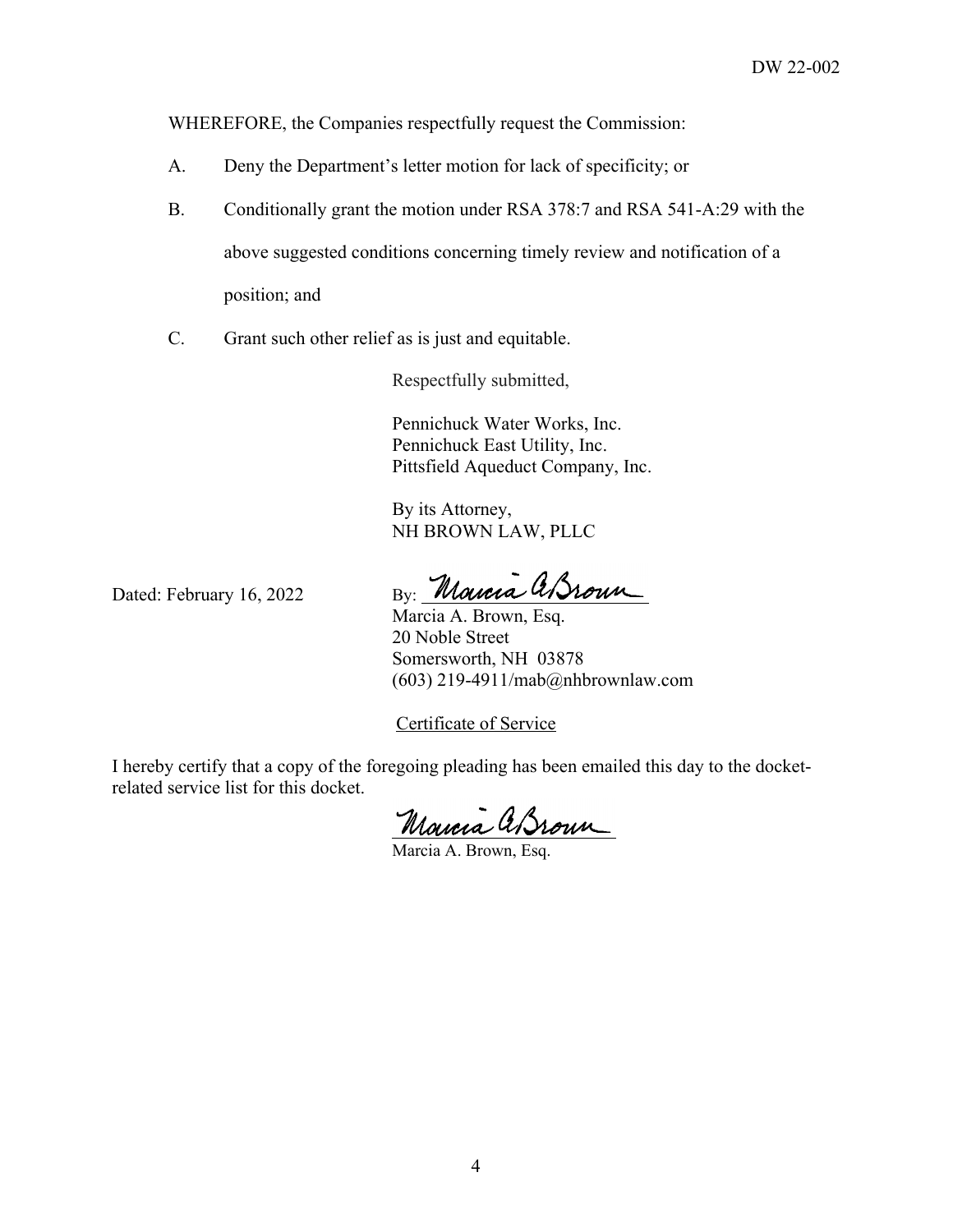WHEREFORE, the Companies respectfully request the Commission:

A. Deny the Department's letter motion for lack of specificity; or

B. Conditionally grant the motion under RSA 378:7 and RSA 541-A:29 with the above suggested conditions concerning timely review and notification of a position; and

C. Grant such other relief as is just and equitable.

Respectfully submitted,

Pennichuck Water Works, Inc.
Pennichuck East Utility, Inc.
Pittsfield Aqueduct Company, Inc.

By its Attorney,
NH BROWN LAW, PLLC

Dated: February 16, 2022

By: *Marcia A. Brown*
Marcia A. Brown, Esq.
20 Noble Street
Somersworth, NH 03878
(603) 219-4911/mab@nhbrownlaw.com

Certificate of Service

I hereby certify that a copy of the foregoing pleading has been emailed this day to the docket-related service list for this docket.

*Marcia A. Brown*
Marcia A. Brown, Esq.